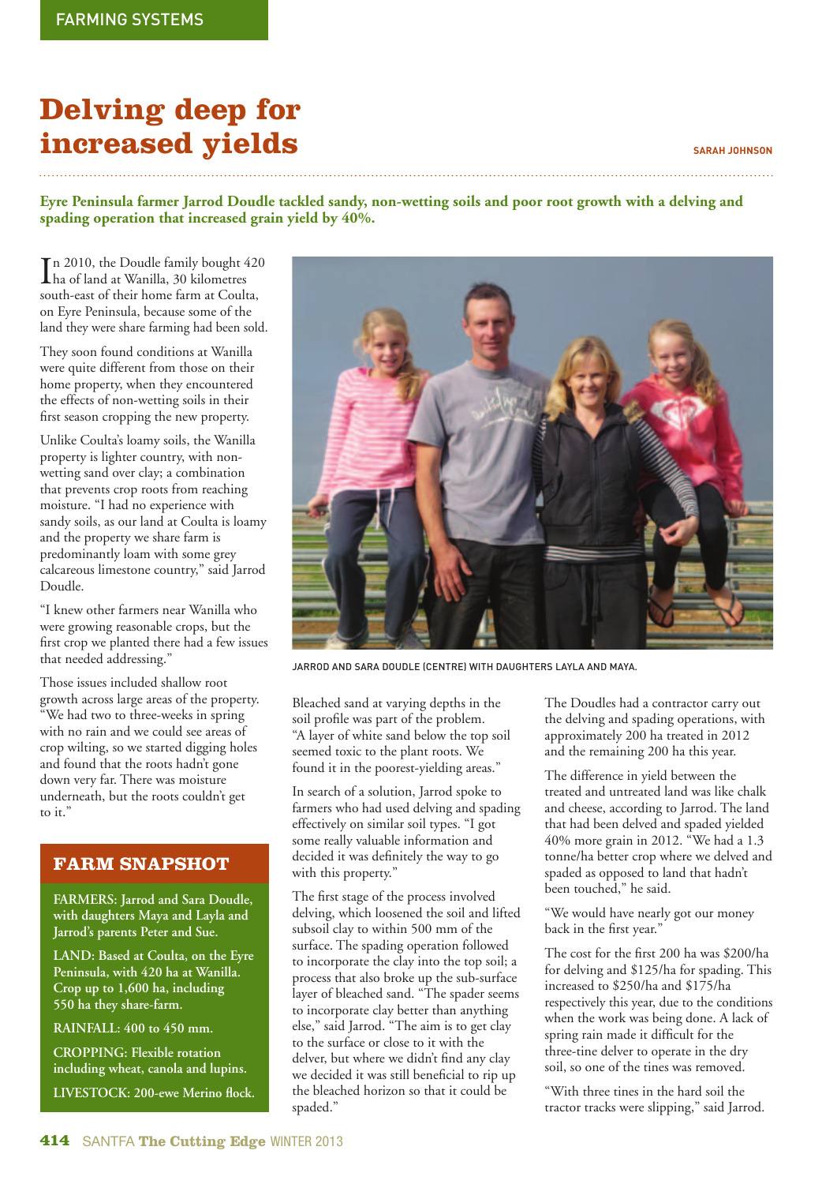FARMING SYSTEMS

# Delving deep for increased yields

SARAH JOHNSON

**Eyre Peninsula farmer Jarrod Doudle tackled sandy, non-wetting soils and poor root growth with a delving and spading operation that increased grain yield by 40%.**

In 2010, the Doudle family bought 420 ha of land at Wanilla, 30 kilometres south-east of their home farm at Coulta, on Eyre Peninsula, because some of the land they were share farming had been sold.

They soon found conditions at Wanilla were quite different from those on their home property, when they encountered the effects of non-wetting soils in their first season cropping the new property.

Unlike Coulta's loamy soils, the Wanilla property is lighter country, with non-wetting sand over clay; a combination that prevents crop roots from reaching moisture. "I had no experience with sandy soils, as our land at Coulta is loamy and the property we share farm is predominantly loam with some grey calcareous limestone country," said Jarrod Doudle.

"I knew other farmers near Wanilla who were growing reasonable crops, but the first crop we planted there had a few issues that needed addressing."

Those issues included shallow root growth across large areas of the property. "We had two to three-weeks in spring with no rain and we could see areas of crop wilting, so we started digging holes and found that the roots hadn't gone down very far. There was moisture underneath, but the roots couldn't get to it."

## FARM SNAPSHOT

**FARMERS: Jarrod and Sara Doudle, with daughters Maya and Layla and Jarrod's parents Peter and Sue.**

**LAND: Based at Coulta, on the Eyre Peninsula, with 420 ha at Wanilla. Crop up to 1,600 ha, including 550 ha they share-farm.**

**RAINFALL: 400 to 450 mm.**

**CROPPING: Flexible rotation including wheat, canola and lupins.**

**LIVESTOCK: 200-ewe Merino flock.**

JARROD AND SARA DOUDLE (CENTRE) WITH DAUGHTERS LAYLA AND MAYA.

Bleached sand at varying depths in the soil profile was part of the problem. "A layer of white sand below the top soil seemed toxic to the plant roots. We found it in the poorest-yielding areas."

In search of a solution, Jarrod spoke to farmers who had used delving and spading effectively on similar soil types. "I got some really valuable information and decided it was definitely the way to go with this property."

The first stage of the process involved delving, which loosened the soil and lifted subsoil clay to within 500 mm of the surface. The spading operation followed to incorporate the clay into the top soil; a process that also broke up the sub-surface layer of bleached sand. "The spader seems to incorporate clay better than anything else," said Jarrod. "The aim is to get clay to the surface or close to it with the delver, but where we didn't find any clay we decided it was still beneficial to rip up the bleached horizon so that it could be spaded."

The Doudles had a contractor carry out the delving and spading operations, with approximately 200 ha treated in 2012 and the remaining 200 ha this year.

The difference in yield between the treated and untreated land was like chalk and cheese, according to Jarrod. The land that had been delved and spaded yielded 40% more grain in 2012. "We had a 1.3 tonne/ha better crop where we delved and spaded as opposed to land that hadn't been touched," he said.

"We would have nearly got our money back in the first year."

The cost for the first 200 ha was $200/ha for delving and $125/ha for spading. This increased to $250/ha and $175/ha respectively this year, due to the conditions when the work was being done. A lack of spring rain made it difficult for the three-tine delver to operate in the dry soil, so one of the tines was removed.

"With three tines in the hard soil the tractor tracks were slipping," said Jarrod.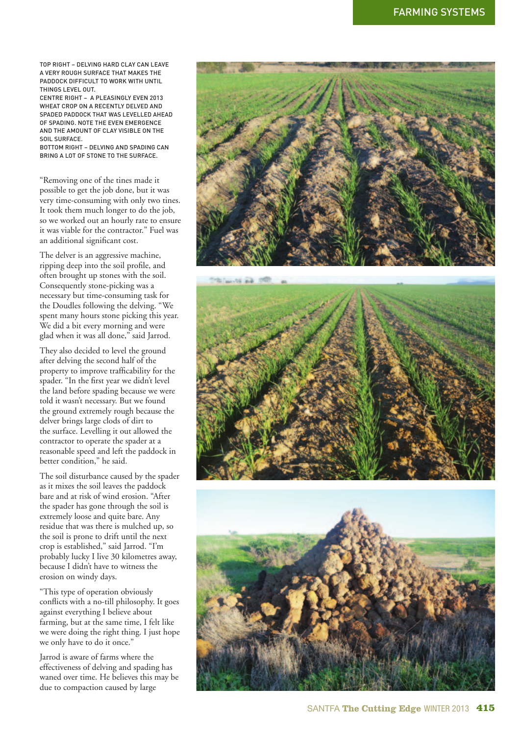TOP RIGHT – DELVING HARD CLAY CAN LEAVE A VERY ROUGH SURFACE THAT MAKES THE PADDOCK DIFFICULT TO WORK WITH UNTIL THINGS LEVEL OUT.
CENTRE RIGHT – A PLEASINGLY EVEN 2013 WHEAT CROP ON A RECENTLY DELVED AND SPADED PADDOCK THAT WAS LEVELLED AHEAD OF SPADING. NOTE THE EVEN EMERGENCE AND THE AMOUNT OF CLAY VISIBLE ON THE SOIL SURFACE.
BOTTOM RIGHT – DELVING AND SPADING CAN BRING A LOT OF STONE TO THE SURFACE.

"Removing one of the tines made it possible to get the job done, but it was very time-consuming with only two tines. It took them much longer to do the job, so we worked out an hourly rate to ensure it was viable for the contractor." Fuel was an additional significant cost.

The delver is an aggressive machine, ripping deep into the soil profile, and often brought up stones with the soil. Consequently stone-picking was a necessary but time-consuming task for the Doudles following the delving. "We spent many hours stone picking this year. We did a bit every morning and were glad when it was all done," said Jarrod.

They also decided to level the ground after delving the second half of the property to improve trafficability for the spader. "In the first year we didn't level the land before spading because we were told it wasn't necessary. But we found the ground extremely rough because the delver brings large clods of dirt to the surface. Levelling it out allowed the contractor to operate the spader at a reasonable speed and left the paddock in better condition," he said.

The soil disturbance caused by the spader as it mixes the soil leaves the paddock bare and at risk of wind erosion. "After the spader has gone through the soil is extremely loose and quite bare. Any residue that was there is mulched up, so the soil is prone to drift until the next crop is established," said Jarrod. "I'm probably lucky I live 30 kilometres away, because I didn't have to witness the erosion on windy days.

"This type of operation obviously conflicts with a no-till philosophy. It goes against everything I believe about farming, but at the same time, I felt like we were doing the right thing. I just hope we only have to do it once."

Jarrod is aware of farms where the effectiveness of delving and spading has waned over time. He believes this may be due to compaction caused by large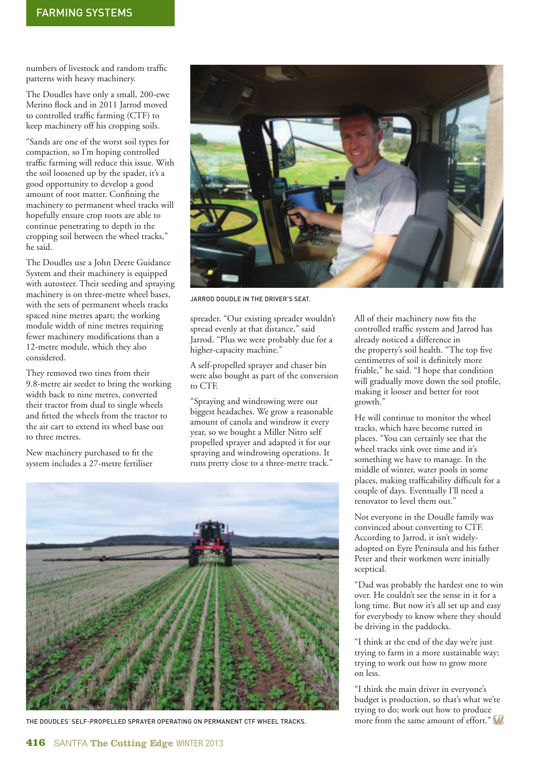numbers of livestock and random traffic patterns with heavy machinery.

The Doudles have only a small, 200-ewe Merino flock and in 2011 Jarrod moved to controlled traffic farming (CTF) to keep machinery off his cropping soils.

"Sands are one of the worst soil types for compaction, so I'm hoping controlled traffic farming will reduce this issue. With the soil loosened up by the spader, it's a good opportunity to develop a good amount of root matter. Confining the machinery to permanent wheel tracks will hopefully ensure crop roots are able to continue penetrating to depth in the cropping soil between the wheel tracks," he said.

The Doudles use a John Deere Guidance System and their machinery is equipped with autosteer. Their seeding and spraying machinery is on three-metre wheel bases, with the sets of permanent wheels tracks spaced nine metres apart; the working module width of nine metres requiring fewer machinery modifications than a 12-metre module, which they also considered.

They removed two tines from their 9.8-metre air seeder to bring the working width back to nine metres, converted their tractor from dual to single wheels and fitted the wheels from the tractor to the air cart to extend its wheel base out to three metres.

New machinery purchased to fit the system includes a 27-metre fertiliser spreader. "Our existing spreader wouldn't spread evenly at that distance," said Jarrod. "Plus we were probably due for a higher-capacity machine."

JARROD DOUDLE IN THE DRIVER'S SEAT.

A self-propelled sprayer and chaser bin were also bought as part of the conversion to CTF.

"Spraying and windrowing were our biggest headaches. We grow a reasonable amount of canola and windrow it every year, so we bought a Miller Nitro self propelled sprayer and adapted it for our spraying and windrowing operations. It runs pretty close to a three-metre track."

All of their machinery now fits the controlled traffic system and Jarrod has already noticed a difference in the property's soil health. "The top five centimetres of soil is definitely more friable," he said. "I hope that condition will gradually move down the soil profile, making it looser and better for root growth."

He will continue to monitor the wheel tracks, which have become rutted in places. "You can certainly see that the wheel tracks sink over time and it's something we have to manage. In the middle of winter, water pools in some places, making trafficability difficult for a couple of days. Eventually I'll need a renovator to level them out."

Not everyone in the Doudle family was convinced about converting to CTF. According to Jarrod, it isn't widely-adopted on Eyre Peninsula and his father Peter and their workmen were initially sceptical.

"Dad was probably the hardest one to win over. He couldn't see the sense in it for a long time. But now it's all set up and easy for everybody to know where they should be driving in the paddocks.

"I think at the end of the day we're just trying to farm in a more sustainable way; trying to work out how to grow more on less.

"I think the main driver in everyone's budget is production, so that's what we're trying to do; work out how to produce more from the same amount of effort."

THE DOUDLES' SELF-PROPELLED SPRAYER OPERATING ON PERMANENT CTF WHEEL TRACKS.